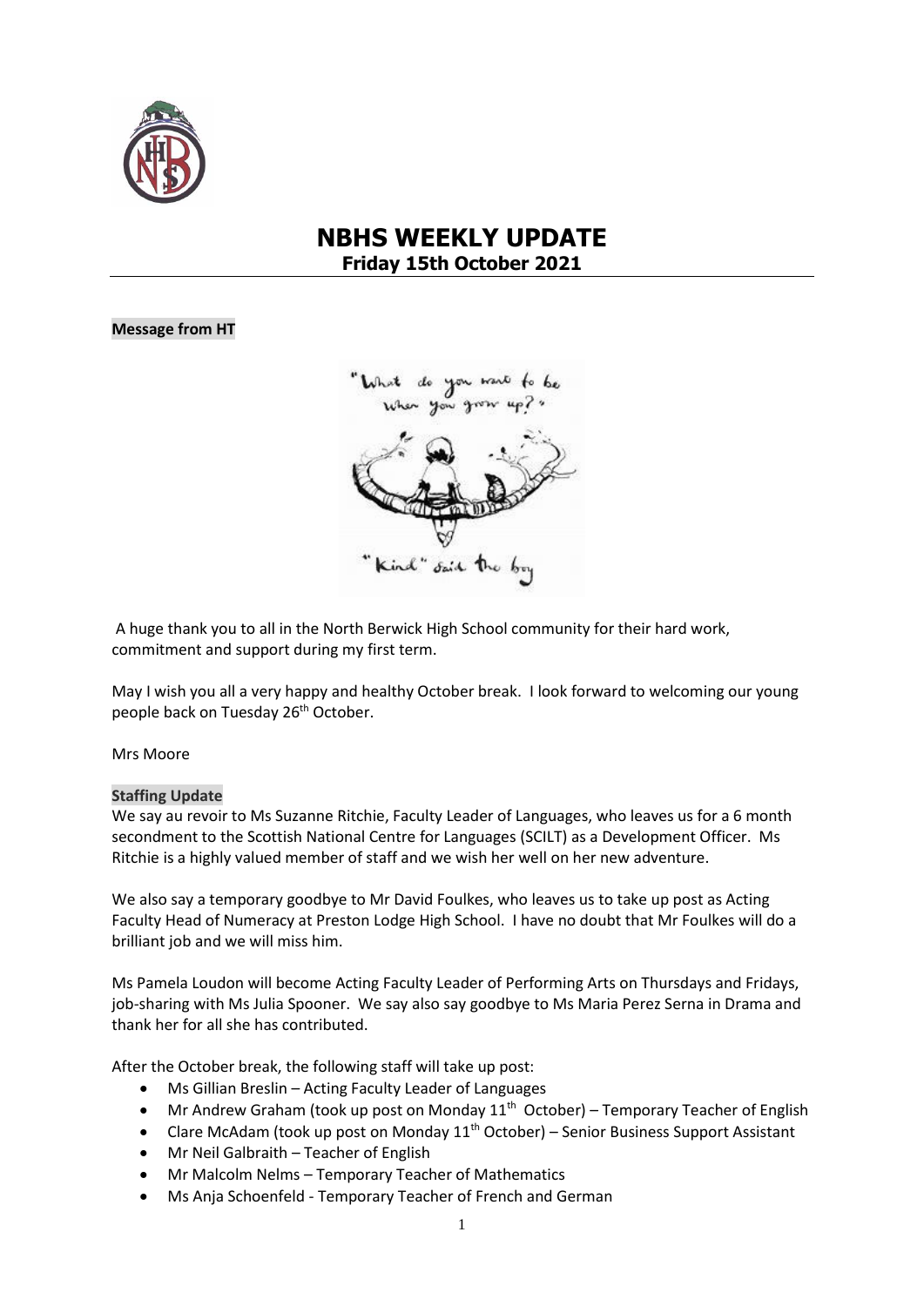# NBHS WEEKLY UPDATE

## Friday 15th October 2021

**Message from HT**

A huge thank you to all in the North Berwick High School community for their hard work, commitment and support during my first term.

May I wish you all a very happy and healthy October break. I look forward to welcoming our young people back on Tuesday 26th October.

Mrs Moore

**Staffing Update**

We say au revoir to Ms Suzanne Ritchie, Faculty Leader of Languages, who leaves us for a 6 month secondment to the Scottish National Centre for Languages (SCILT) as a Development Officer. Ms Ritchie is a highly valued member of staff and we wish her well on her new adventure.

We also say a temporary goodbye to Mr David Foulkes, who leaves us to take up post as Acting Faculty Head of Numeracy at Preston Lodge High School. I have no doubt that Mr Foulkes will do a brilliant job and we will miss him.

Ms Pamela Loudon will become Acting Faculty Leader of Performing Arts on Thursdays and Fridays, job-sharing with Ms Julia Spooner. We say also say goodbye to Ms Maria Perez Serna in Drama and thank her for all she has contributed.

After the October break, the following staff will take up post:

- Ms Gillian Breslin – Acting Faculty Leader of Languages
- Mr Andrew Graham (took up post on Monday 11th October) – Temporary Teacher of English
- Clare McAdam (took up post on Monday 11th October) – Senior Business Support Assistant
- Mr Neil Galbraith – Teacher of English
- Mr Malcolm Nelms – Temporary Teacher of Mathematics
- Ms Anja Schoenfeld - Temporary Teacher of French and German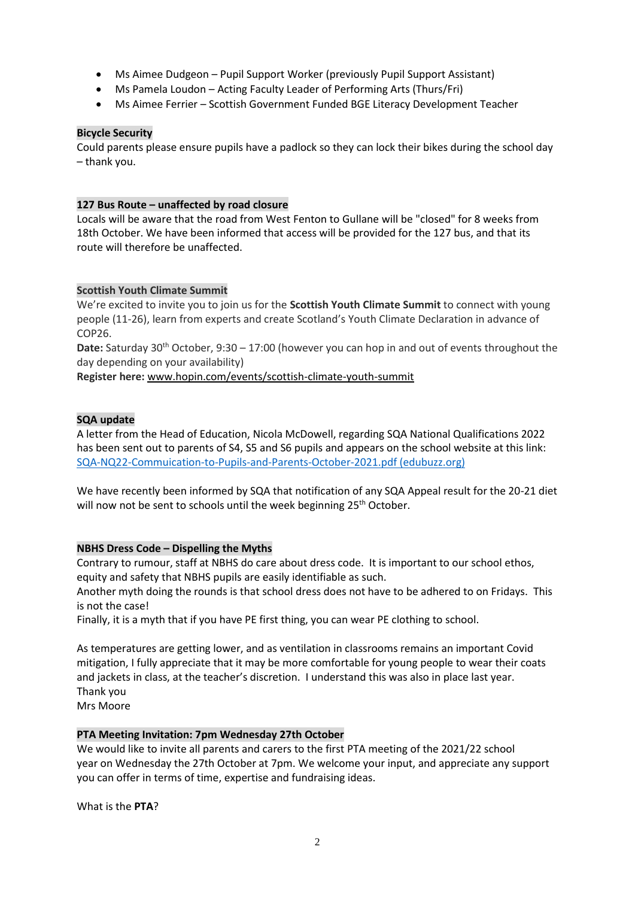- Ms Aimee Dudgeon – Pupil Support Worker (previously Pupil Support Assistant)
- Ms Pamela Loudon – Acting Faculty Leader of Performing Arts (Thurs/Fri)
- Ms Aimee Ferrier – Scottish Government Funded BGE Literacy Development Teacher

**Bicycle Security**

Could parents please ensure pupils have a padlock so they can lock their bikes during the school day – thank you.

**127 Bus Route – unaffected by road closure**

Locals will be aware that the road from West Fenton to Gullane will be "closed" for 8 weeks from 18th October. We have been informed that access will be provided for the 127 bus, and that its route will therefore be unaffected.

**Scottish Youth Climate Summit**

We're excited to invite you to join us for the **Scottish Youth Climate Summit** to connect with young people (11-26), learn from experts and create Scotland's Youth Climate Declaration in advance of COP26.

**Date:** Saturday 30th October, 9:30 – 17:00 (however you can hop in and out of events throughout the day depending on your availability)

**Register here:** www.hopin.com/events/scottish-climate-youth-summit

**SQA update**

A letter from the Head of Education, Nicola McDowell, regarding SQA National Qualifications 2022 has been sent out to parents of S4, S5 and S6 pupils and appears on the school website at this link: SQA-NQ22-Commuication-to-Pupils-and-Parents-October-2021.pdf (edubuzz.org)

We have recently been informed by SQA that notification of any SQA Appeal result for the 20-21 diet will now not be sent to schools until the week beginning 25th October.

**NBHS Dress Code – Dispelling the Myths**

Contrary to rumour, staff at NBHS do care about dress code. It is important to our school ethos, equity and safety that NBHS pupils are easily identifiable as such.

Another myth doing the rounds is that school dress does not have to be adhered to on Fridays. This is not the case!

Finally, it is a myth that if you have PE first thing, you can wear PE clothing to school.

As temperatures are getting lower, and as ventilation in classrooms remains an important Covid mitigation, I fully appreciate that it may be more comfortable for young people to wear their coats and jackets in class, at the teacher's discretion. I understand this was also in place last year.

Thank you

Mrs Moore

**PTA Meeting Invitation: 7pm Wednesday 27th October**

We would like to invite all parents and carers to the first PTA meeting of the 2021/22 school year on Wednesday the 27th October at 7pm. We welcome your input, and appreciate any support you can offer in terms of time, expertise and fundraising ideas.

What is the **PTA**?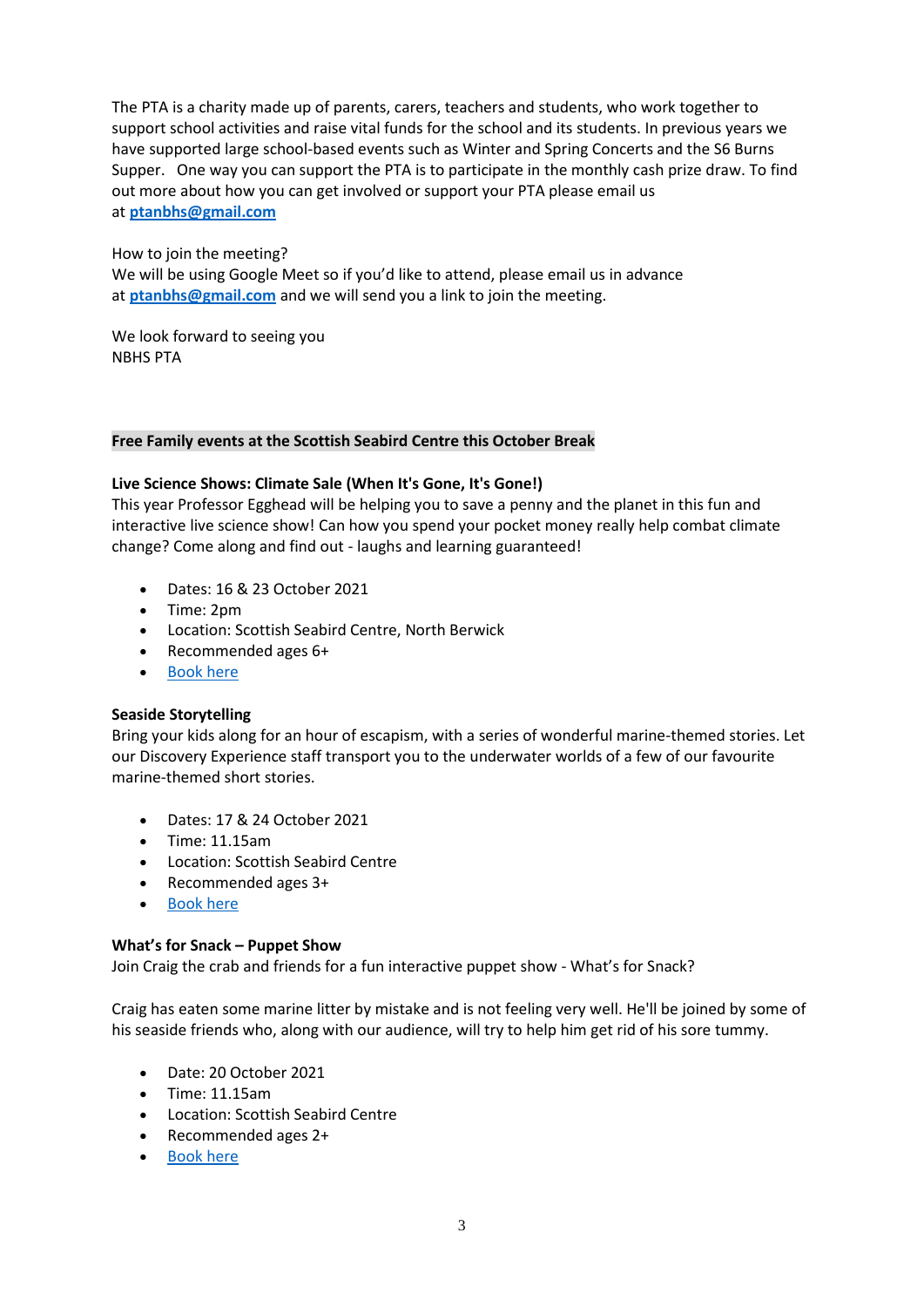The PTA is a charity made up of parents, carers, teachers and students, who work together to support school activities and raise vital funds for the school and its students. In previous years we have supported large school-based events such as Winter and Spring Concerts and the S6 Burns Supper. One way you can support the PTA is to participate in the monthly cash prize draw. To find out more about how you can get involved or support your PTA please email us at **ptanbhs@gmail.com**

How to join the meeting?
We will be using Google Meet so if you'd like to attend, please email us in advance at **ptanbhs@gmail.com** and we will send you a link to join the meeting.

We look forward to seeing you
NBHS PTA

**Free Family events at the Scottish Seabird Centre this October Break**

**Live Science Shows: Climate Sale (When It's Gone, It's Gone!)**
This year Professor Egghead will be helping you to save a penny and the planet in this fun and interactive live science show! Can how you spend your pocket money really help combat climate change? Come along and find out - laughs and learning guaranteed!

- Dates: 16 & 23 October 2021
- Time: 2pm
- Location: Scottish Seabird Centre, North Berwick
- Recommended ages 6+
- Book here

**Seaside Storytelling**
Bring your kids along for an hour of escapism, with a series of wonderful marine-themed stories. Let our Discovery Experience staff transport you to the underwater worlds of a few of our favourite marine-themed short stories.

- Dates: 17 & 24 October 2021
- Time: 11.15am
- Location: Scottish Seabird Centre
- Recommended ages 3+
- Book here

**What's for Snack – Puppet Show**
Join Craig the crab and friends for a fun interactive puppet show - What's for Snack?

Craig has eaten some marine litter by mistake and is not feeling very well. He'll be joined by some of his seaside friends who, along with our audience, will try to help him get rid of his sore tummy.

- Date: 20 October 2021
- Time: 11.15am
- Location: Scottish Seabird Centre
- Recommended ages 2+
- Book here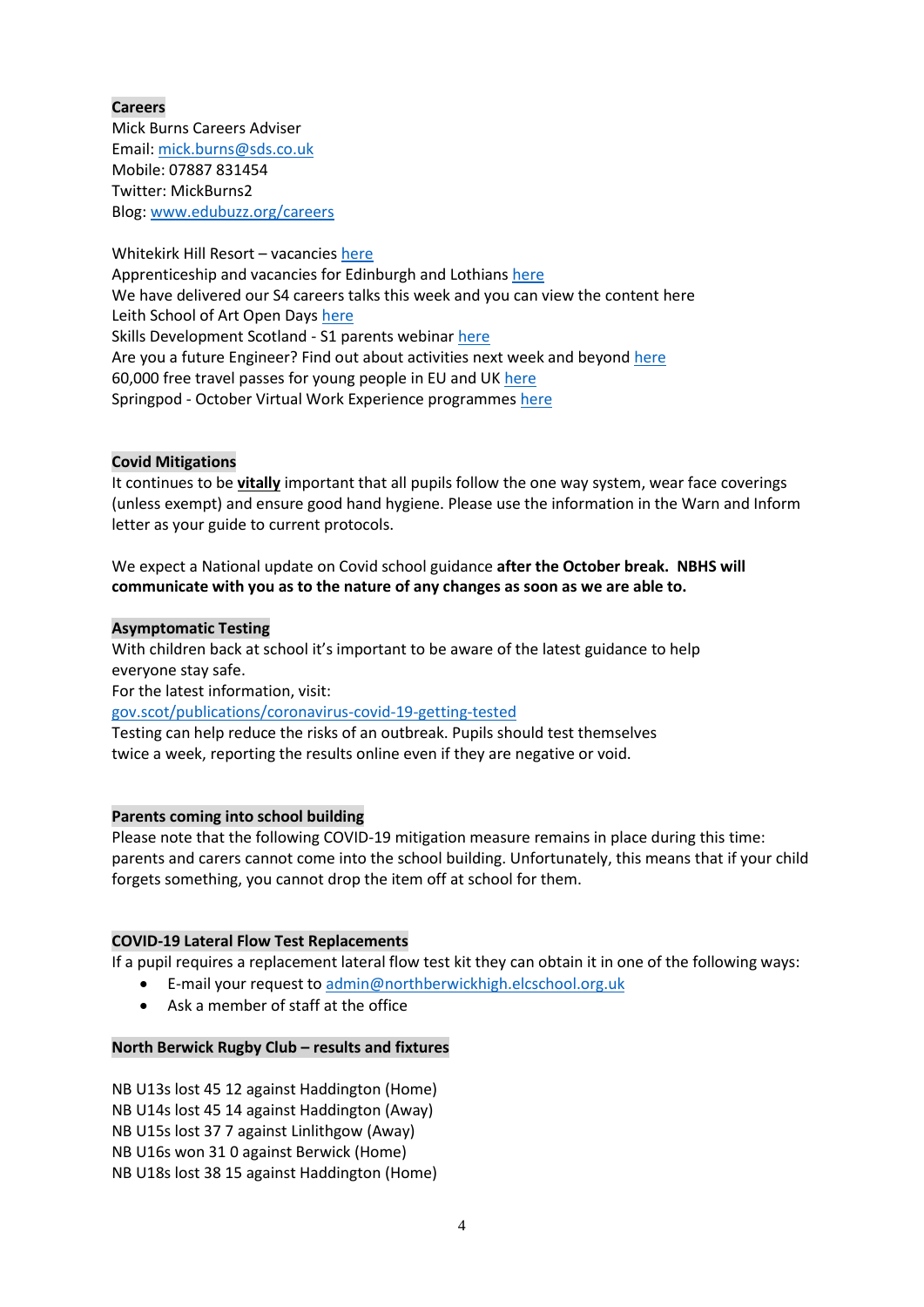**Careers**

Mick Burns Careers Adviser
Email: mick.burns@sds.co.uk
Mobile: 07887 831454
Twitter: MickBurns2
Blog: www.edubuzz.org/careers

Whitekirk Hill Resort – vacancies here
Apprenticeship and vacancies for Edinburgh and Lothians here
We have delivered our S4 careers talks this week and you can view the content here
Leith School of Art Open Days here
Skills Development Scotland - S1 parents webinar here
Are you a future Engineer? Find out about activities next week and beyond here
60,000 free travel passes for young people in EU and UK here
Springpod - October Virtual Work Experience programmes here

**Covid Mitigations**

It continues to be **vitally** important that all pupils follow the one way system, wear face coverings (unless exempt) and ensure good hand hygiene. Please use the information in the Warn and Inform letter as your guide to current protocols.

We expect a National update on Covid school guidance **after the October break. NBHS will communicate with you as to the nature of any changes as soon as we are able to.**

**Asymptomatic Testing**

With children back at school it's important to be aware of the latest guidance to help everyone stay safe.
For the latest information, visit:
gov.scot/publications/coronavirus-covid-19-getting-tested
Testing can help reduce the risks of an outbreak. Pupils should test themselves twice a week, reporting the results online even if they are negative or void.

**Parents coming into school building**

Please note that the following COVID-19 mitigation measure remains in place during this time: parents and carers cannot come into the school building. Unfortunately, this means that if your child forgets something, you cannot drop the item off at school for them.

**COVID-19 Lateral Flow Test Replacements**

If a pupil requires a replacement lateral flow test kit they can obtain it in one of the following ways:

- E-mail your request to admin@northberwickhigh.elcschool.org.uk
- Ask a member of staff at the office

**North Berwick Rugby Club – results and fixtures**

NB U13s lost 45 12 against Haddington (Home)
NB U14s lost 45 14 against Haddington (Away)
NB U15s lost 37 7 against Linlithgow (Away)
NB U16s won 31 0 against Berwick (Home)
NB U18s lost 38 15 against Haddington (Home)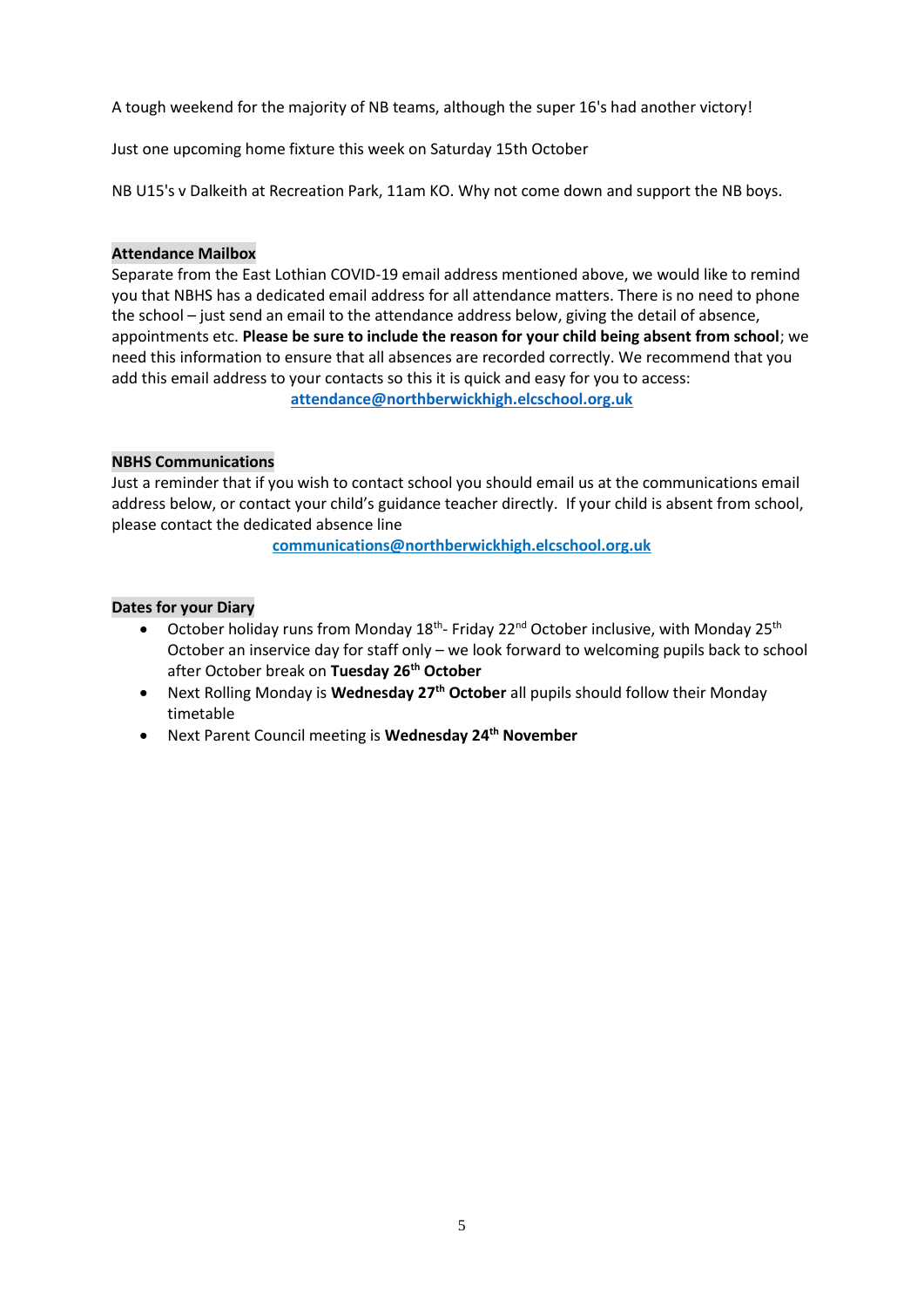A tough weekend for the majority of NB teams, although the super 16's had another victory!

Just one upcoming home fixture this week on Saturday 15th October

NB U15's v Dalkeith at Recreation Park, 11am KO. Why not come down and support the NB boys.

### Attendance Mailbox

Separate from the East Lothian COVID-19 email address mentioned above, we would like to remind you that NBHS has a dedicated email address for all attendance matters. There is no need to phone the school – just send an email to the attendance address below, giving the detail of absence, appointments etc. **Please be sure to include the reason for your child being absent from school**; we need this information to ensure that all absences are recorded correctly. We recommend that you add this email address to your contacts so this it is quick and easy for you to access:

**attendance@northberwickhigh.elcschool.org.uk**

### NBHS Communications

Just a reminder that if you wish to contact school you should email us at the communications email address below, or contact your child's guidance teacher directly. If your child is absent from school, please contact the dedicated absence line

**communications@northberwickhigh.elcschool.org.uk**

### Dates for your Diary

- October holiday runs from Monday 18th- Friday 22nd October inclusive, with Monday 25th October an inservice day for staff only – we look forward to welcoming pupils back to school after October break on **Tuesday 26th October**
- Next Rolling Monday is **Wednesday 27th October** all pupils should follow their Monday timetable
- Next Parent Council meeting is **Wednesday 24th November**